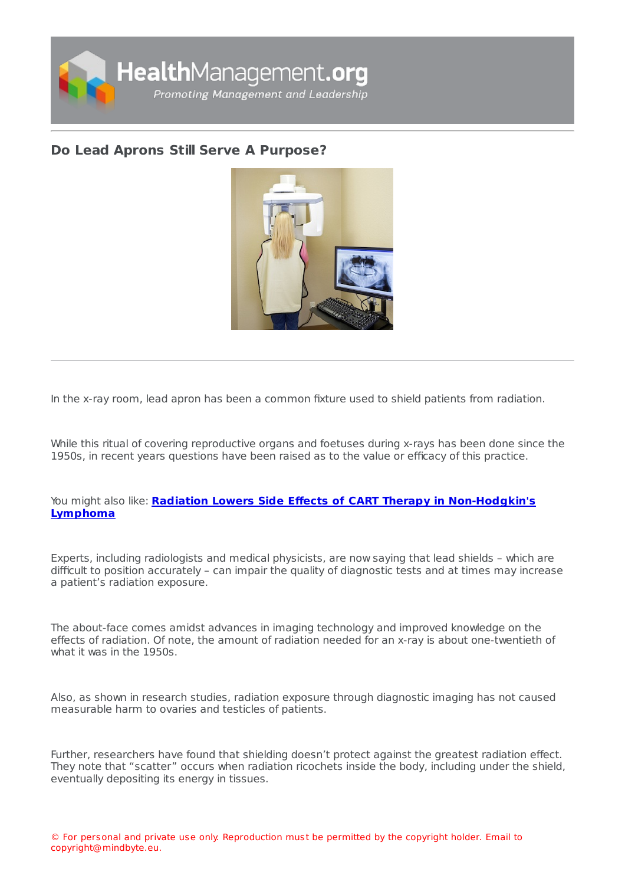# Do Lead Aprons Still Serve A Purpose?

In the x-ray room, lead apron has been a common fixture used to shield patients from radiation.

While this ritual of covering reproductive organs and foetuses during x-rays has been done since the 1950s, in recent years questions have been raised as to the value or efficacy of this practice.

You might also like: **Radiation Lowers Side Effects of CART Therapy in Non-Hodgkin's Lymphoma**

Experts, including radiologists and medical physicists, are now saying that lead shields – which are difficult to position accurately – can impair the quality of diagnostic tests and at times may increase a patient's radiation exposure.

The about-face comes amidst advances in imaging technology and improved knowledge on the effects of radiation. Of note, the amount of radiation needed for an x-ray is about one-twentieth of what it was in the 1950s.

Also, as shown in research studies, radiation exposure through diagnostic imaging has not caused measurable harm to ovaries and testicles of patients.

Further, researchers have found that shielding doesn't protect against the greatest radiation effect. They note that "scatter" occurs when radiation ricochets inside the body, including under the shield, eventually depositing its energy in tissues.

© For personal and private use only. Reproduction must be permitted by the copyright holder. Email to copyright@mindbyte.eu.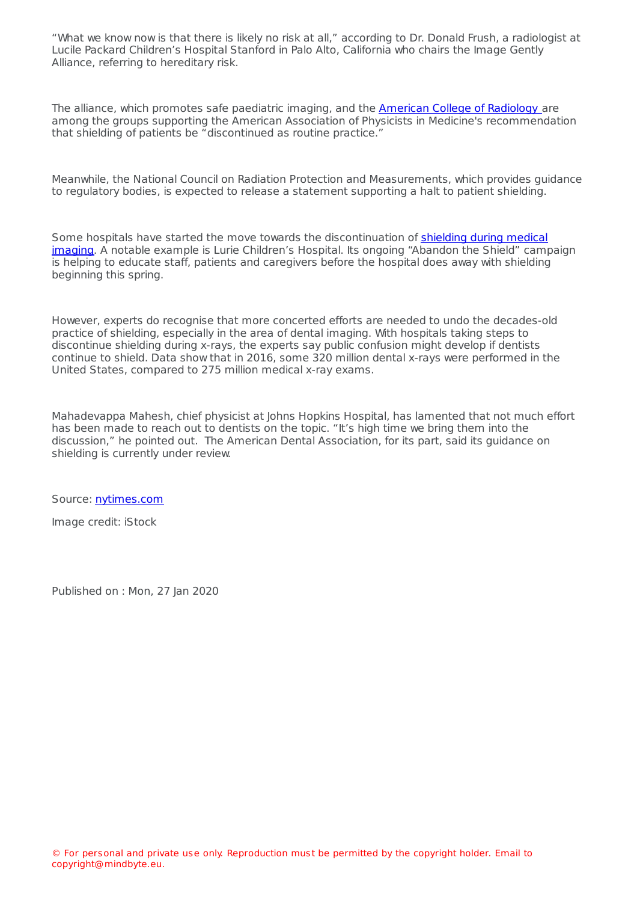“What we know now is that there is likely no risk at all,” according to Dr. Donald Frush, a radiologist at Lucile Packard Children’s Hospital Stanford in Palo Alto, California who chairs the Image Gently Alliance, referring to hereditary risk.

The alliance, which promotes safe paediatric imaging, and the American College of Radiology are among the groups supporting the American Association of Physicists in Medicine's recommendation that shielding of patients be “discontinued as routine practice.”

Meanwhile, the National Council on Radiation Protection and Measurements, which provides guidance to regulatory bodies, is expected to release a statement supporting a halt to patient shielding.

Some hospitals have started the move towards the discontinuation of shielding during medical imaging. A notable example is Lurie Children’s Hospital. Its ongoing “Abandon the Shield” campaign is helping to educate staff, patients and caregivers before the hospital does away with shielding beginning this spring.

However, experts do recognise that more concerted efforts are needed to undo the decades-old practice of shielding, especially in the area of dental imaging. With hospitals taking steps to discontinue shielding during x-rays, the experts say public confusion might develop if dentists continue to shield. Data show that in 2016, some 320 million dental x-rays were performed in the United States, compared to 275 million medical x-ray exams.

Mahadevappa Mahesh, chief physicist at Johns Hopkins Hospital, has lamented that not much effort has been made to reach out to dentists on the topic. “It’s high time we bring them into the discussion,” he pointed out. The American Dental Association, for its part, said its guidance on shielding is currently under review.

Source: nytimes.com

Image credit: iStock

Published on : Mon, 27 Jan 2020

© For personal and private use only. Reproduction must be permitted by the copyright holder. Email to copyright@mindbyte.eu.